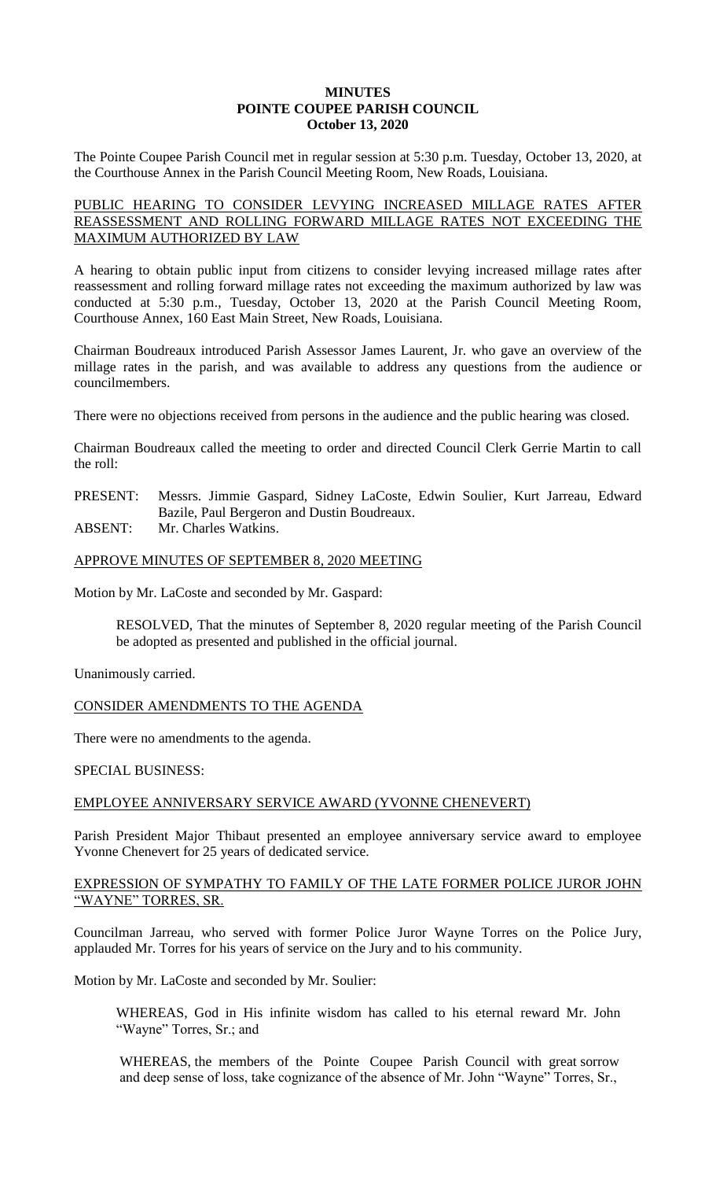# MINUTES
# POINTE COUPEE PARISH COUNCIL
## October 13, 2020

The Pointe Coupee Parish Council met in regular session at 5:30 p.m. Tuesday, October 13, 2020, at the Courthouse Annex in the Parish Council Meeting Room, New Roads, Louisiana.

PUBLIC HEARING TO CONSIDER LEVYING INCREASED MILLAGE RATES AFTER REASSESSMENT AND ROLLING FORWARD MILLAGE RATES NOT EXCEEDING THE MAXIMUM AUTHORIZED BY LAW

A hearing to obtain public input from citizens to consider levying increased millage rates after reassessment and rolling forward millage rates not exceeding the maximum authorized by law was conducted at 5:30 p.m., Tuesday, October 13, 2020 at the Parish Council Meeting Room, Courthouse Annex, 160 East Main Street, New Roads, Louisiana.

Chairman Boudreaux introduced Parish Assessor James Laurent, Jr. who gave an overview of the millage rates in the parish, and was available to address any questions from the audience or councilmembers.

There were no objections received from persons in the audience and the public hearing was closed.

Chairman Boudreaux called the meeting to order and directed Council Clerk Gerrie Martin to call the roll:

PRESENT: Messrs. Jimmie Gaspard, Sidney LaCoste, Edwin Soulier, Kurt Jarreau, Edward Bazile, Paul Bergeron and Dustin Boudreaux.

ABSENT: Mr. Charles Watkins.

APPROVE MINUTES OF SEPTEMBER 8, 2020 MEETING

Motion by Mr. LaCoste and seconded by Mr. Gaspard:

> RESOLVED, That the minutes of September 8, 2020 regular meeting of the Parish Council be adopted as presented and published in the official journal.

Unanimously carried.

CONSIDER AMENDMENTS TO THE AGENDA

There were no amendments to the agenda.

SPECIAL BUSINESS:

EMPLOYEE ANNIVERSARY SERVICE AWARD (YVONNE CHENEVERT)

Parish President Major Thibaut presented an employee anniversary service award to employee Yvonne Chenevert for 25 years of dedicated service.

EXPRESSION OF SYMPATHY TO FAMILY OF THE LATE FORMER POLICE JUROR JOHN "WAYNE" TORRES, SR.

Councilman Jarreau, who served with former Police Juror Wayne Torres on the Police Jury, applauded Mr. Torres for his years of service on the Jury and to his community.

Motion by Mr. LaCoste and seconded by Mr. Soulier:

> WHEREAS, God in His infinite wisdom has called to his eternal reward Mr. John "Wayne" Torres, Sr.; and
>
> WHEREAS, the members of the Pointe Coupee Parish Council with great sorrow and deep sense of loss, take cognizance of the absence of Mr. John "Wayne" Torres, Sr.,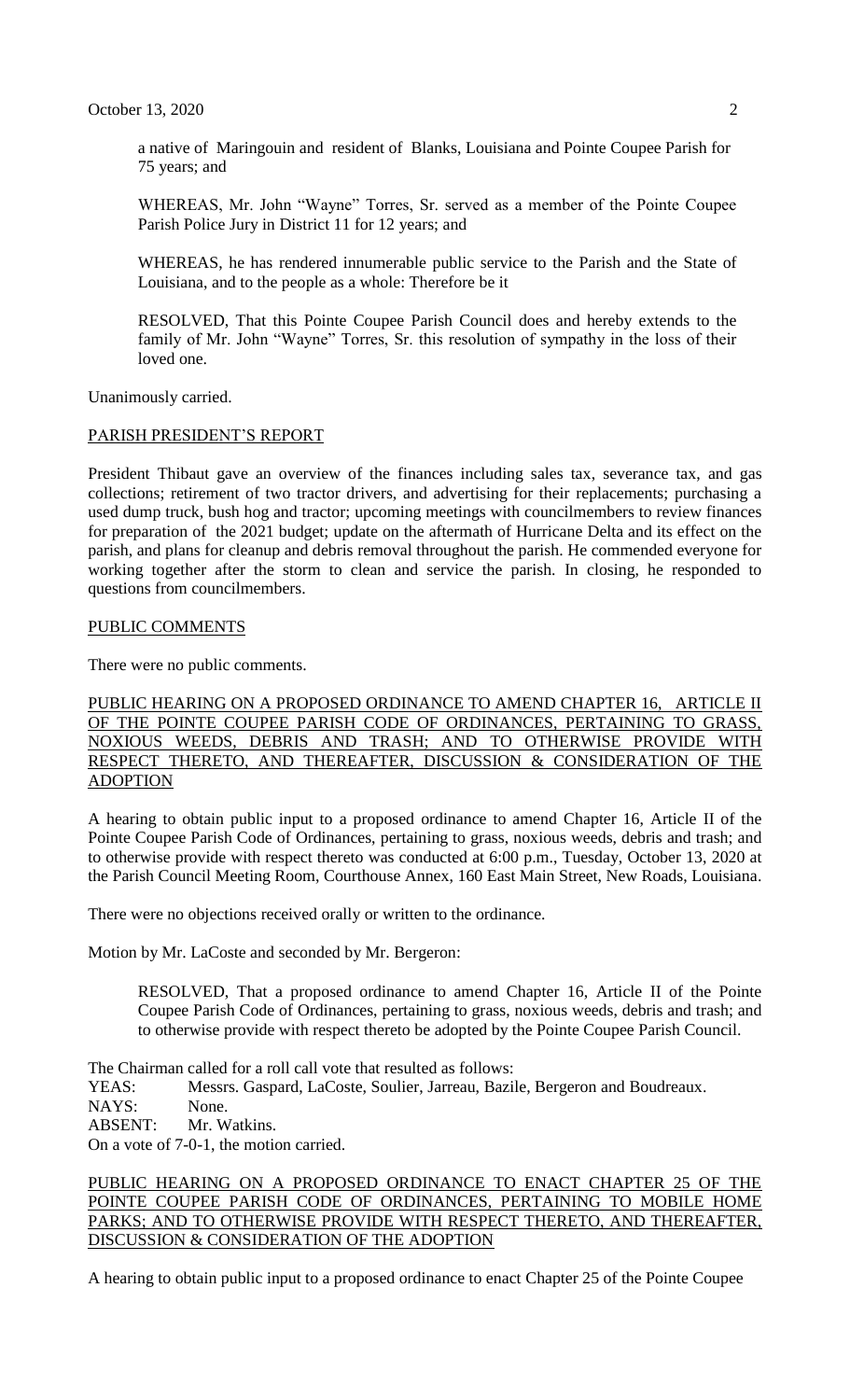a native of Maringouin and resident of Blanks, Louisiana and Pointe Coupee Parish for 75 years; and

WHEREAS, Mr. John "Wayne" Torres, Sr. served as a member of the Pointe Coupee Parish Police Jury in District 11 for 12 years; and

WHEREAS, he has rendered innumerable public service to the Parish and the State of Louisiana, and to the people as a whole: Therefore be it

RESOLVED, That this Pointe Coupee Parish Council does and hereby extends to the family of Mr. John "Wayne" Torres, Sr. this resolution of sympathy in the loss of their loved one.

Unanimously carried.

PARISH PRESIDENT'S REPORT

President Thibaut gave an overview of the finances including sales tax, severance tax, and gas collections; retirement of two tractor drivers, and advertising for their replacements; purchasing a used dump truck, bush hog and tractor; upcoming meetings with councilmembers to review finances for preparation of the 2021 budget; update on the aftermath of Hurricane Delta and its effect on the parish, and plans for cleanup and debris removal throughout the parish. He commended everyone for working together after the storm to clean and service the parish. In closing, he responded to questions from councilmembers.

PUBLIC COMMENTS

There were no public comments.

PUBLIC HEARING ON A PROPOSED ORDINANCE TO AMEND CHAPTER 16, ARTICLE II OF THE POINTE COUPEE PARISH CODE OF ORDINANCES, PERTAINING TO GRASS, NOXIOUS WEEDS, DEBRIS AND TRASH; AND TO OTHERWISE PROVIDE WITH RESPECT THERETO, AND THEREAFTER, DISCUSSION & CONSIDERATION OF THE ADOPTION

A hearing to obtain public input to a proposed ordinance to amend Chapter 16, Article II of the Pointe Coupee Parish Code of Ordinances, pertaining to grass, noxious weeds, debris and trash; and to otherwise provide with respect thereto was conducted at 6:00 p.m., Tuesday, October 13, 2020 at the Parish Council Meeting Room, Courthouse Annex, 160 East Main Street, New Roads, Louisiana.

There were no objections received orally or written to the ordinance.

Motion by Mr. LaCoste and seconded by Mr. Bergeron:

RESOLVED, That a proposed ordinance to amend Chapter 16, Article II of the Pointe Coupee Parish Code of Ordinances, pertaining to grass, noxious weeds, debris and trash; and to otherwise provide with respect thereto be adopted by the Pointe Coupee Parish Council.

The Chairman called for a roll call vote that resulted as follows:
YEAS: Messrs. Gaspard, LaCoste, Soulier, Jarreau, Bazile, Bergeron and Boudreaux.
NAYS: None.
ABSENT: Mr. Watkins.
On a vote of 7-0-1, the motion carried.

PUBLIC HEARING ON A PROPOSED ORDINANCE TO ENACT CHAPTER 25 OF THE POINTE COUPEE PARISH CODE OF ORDINANCES, PERTAINING TO MOBILE HOME PARKS; AND TO OTHERWISE PROVIDE WITH RESPECT THERETO, AND THEREAFTER, DISCUSSION & CONSIDERATION OF THE ADOPTION

A hearing to obtain public input to a proposed ordinance to enact Chapter 25 of the Pointe Coupee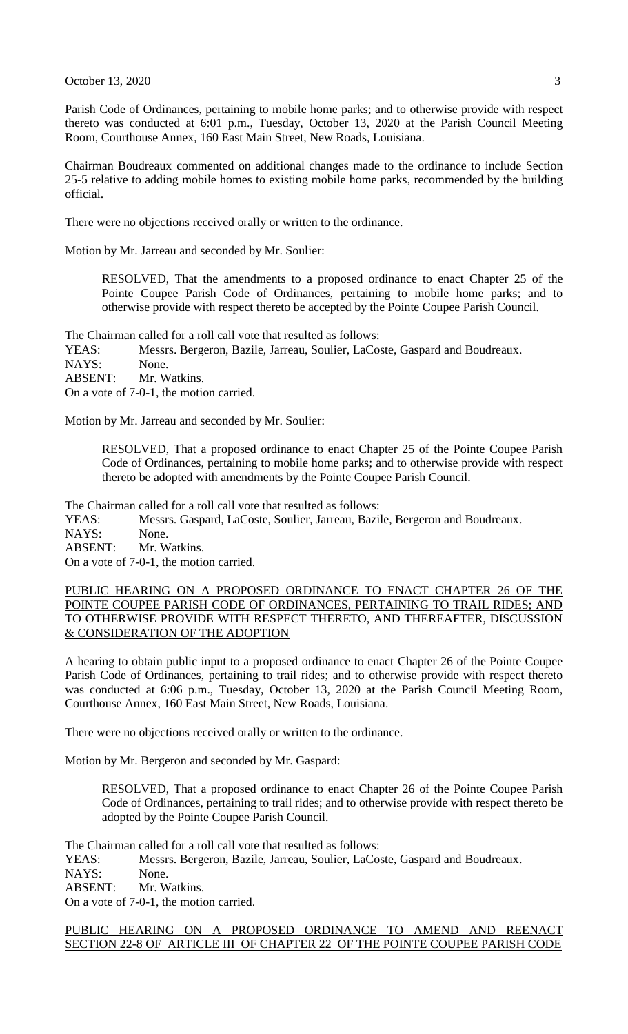Parish Code of Ordinances, pertaining to mobile home parks; and to otherwise provide with respect thereto was conducted at 6:01 p.m., Tuesday, October 13, 2020 at the Parish Council Meeting Room, Courthouse Annex, 160 East Main Street, New Roads, Louisiana.

Chairman Boudreaux commented on additional changes made to the ordinance to include Section 25-5 relative to adding mobile homes to existing mobile home parks, recommended by the building official.

There were no objections received orally or written to the ordinance.

Motion by Mr. Jarreau and seconded by Mr. Soulier:

> RESOLVED, That the amendments to a proposed ordinance to enact Chapter 25 of the Pointe Coupee Parish Code of Ordinances, pertaining to mobile home parks; and to otherwise provide with respect thereto be accepted by the Pointe Coupee Parish Council.

The Chairman called for a roll call vote that resulted as follows:
YEAS: Messrs. Bergeron, Bazile, Jarreau, Soulier, LaCoste, Gaspard and Boudreaux.
NAYS: None.
ABSENT: Mr. Watkins.
On a vote of 7-0-1, the motion carried.

Motion by Mr. Jarreau and seconded by Mr. Soulier:

> RESOLVED, That a proposed ordinance to enact Chapter 25 of the Pointe Coupee Parish Code of Ordinances, pertaining to mobile home parks; and to otherwise provide with respect thereto be adopted with amendments by the Pointe Coupee Parish Council.

The Chairman called for a roll call vote that resulted as follows:
YEAS: Messrs. Gaspard, LaCoste, Soulier, Jarreau, Bazile, Bergeron and Boudreaux.
NAYS: None.
ABSENT: Mr. Watkins.
On a vote of 7-0-1, the motion carried.

PUBLIC HEARING ON A PROPOSED ORDINANCE TO ENACT CHAPTER 26 OF THE POINTE COUPEE PARISH CODE OF ORDINANCES, PERTAINING TO TRAIL RIDES; AND TO OTHERWISE PROVIDE WITH RESPECT THERETO, AND THEREAFTER, DISCUSSION & CONSIDERATION OF THE ADOPTION

A hearing to obtain public input to a proposed ordinance to enact Chapter 26 of the Pointe Coupee Parish Code of Ordinances, pertaining to trail rides; and to otherwise provide with respect thereto was conducted at 6:06 p.m., Tuesday, October 13, 2020 at the Parish Council Meeting Room, Courthouse Annex, 160 East Main Street, New Roads, Louisiana.

There were no objections received orally or written to the ordinance.

Motion by Mr. Bergeron and seconded by Mr. Gaspard:

> RESOLVED, That a proposed ordinance to enact Chapter 26 of the Pointe Coupee Parish Code of Ordinances, pertaining to trail rides; and to otherwise provide with respect thereto be adopted by the Pointe Coupee Parish Council.

The Chairman called for a roll call vote that resulted as follows:
YEAS: Messrs. Bergeron, Bazile, Jarreau, Soulier, LaCoste, Gaspard and Boudreaux.
NAYS: None.
ABSENT: Mr. Watkins.
On a vote of 7-0-1, the motion carried.

PUBLIC HEARING ON A PROPOSED ORDINANCE TO AMEND AND REENACT SECTION 22-8 OF ARTICLE III OF CHAPTER 22 OF THE POINTE COUPEE PARISH CODE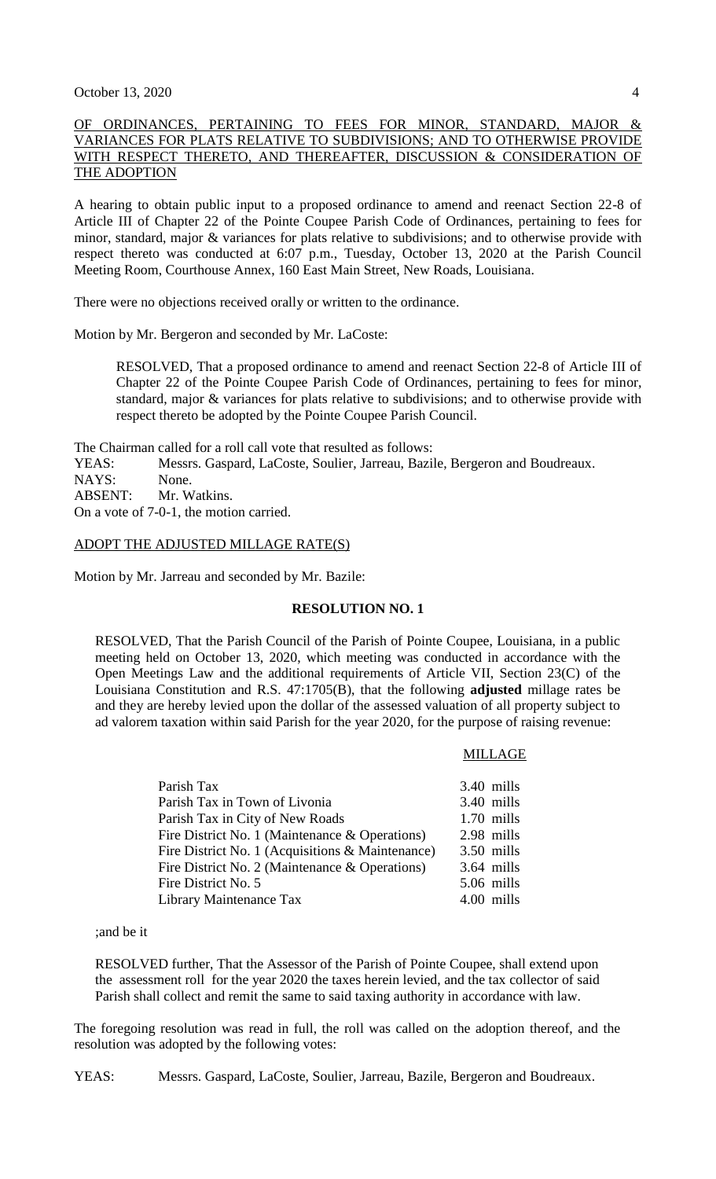OF ORDINANCES, PERTAINING TO FEES FOR MINOR, STANDARD, MAJOR & VARIANCES FOR PLATS RELATIVE TO SUBDIVISIONS; AND TO OTHERWISE PROVIDE WITH RESPECT THERETO, AND THEREAFTER, DISCUSSION & CONSIDERATION OF THE ADOPTION

A hearing to obtain public input to a proposed ordinance to amend and reenact Section 22-8 of Article III of Chapter 22 of the Pointe Coupee Parish Code of Ordinances, pertaining to fees for minor, standard, major & variances for plats relative to subdivisions; and to otherwise provide with respect thereto was conducted at 6:07 p.m., Tuesday, October 13, 2020 at the Parish Council Meeting Room, Courthouse Annex, 160 East Main Street, New Roads, Louisiana.

There were no objections received orally or written to the ordinance.

Motion by Mr. Bergeron and seconded by Mr. LaCoste:

> RESOLVED, That a proposed ordinance to amend and reenact Section 22-8 of Article III of Chapter 22 of the Pointe Coupee Parish Code of Ordinances, pertaining to fees for minor, standard, major & variances for plats relative to subdivisions; and to otherwise provide with respect thereto be adopted by the Pointe Coupee Parish Council.

The Chairman called for a roll call vote that resulted as follows:

YEAS: Messrs. Gaspard, LaCoste, Soulier, Jarreau, Bazile, Bergeron and Boudreaux.
NAYS: None.
ABSENT: Mr. Watkins.
On a vote of 7-0-1, the motion carried.

ADOPT THE ADJUSTED MILLAGE RATE(S)

Motion by Mr. Jarreau and seconded by Mr. Bazile:

**RESOLUTION NO. 1**

> RESOLVED, That the Parish Council of the Parish of Pointe Coupee, Louisiana, in a public meeting held on October 13, 2020, which meeting was conducted in accordance with the Open Meetings Law and the additional requirements of Article VII, Section 23(C) of the Louisiana Constitution and R.S. 47:1705(B), that the following **adjusted** millage rates be and they are hereby levied upon the dollar of the assessed valuation of all property subject to ad valorem taxation within said Parish for the year 2020, for the purpose of raising revenue:

| | MILLAGE |
|---|---|
| Parish Tax | 3.40 mills |
| Parish Tax in Town of Livonia | 3.40 mills |
| Parish Tax in City of New Roads | 1.70 mills |
| Fire District No. 1 (Maintenance & Operations) | 2.98 mills |
| Fire District No. 1 (Acquisitions & Maintenance) | 3.50 mills |
| Fire District No. 2 (Maintenance & Operations) | 3.64 mills |
| Fire District No. 5 | 5.06 mills |
| Library Maintenance Tax | 4.00 mills |

> ;and be it
>
> RESOLVED further, That the Assessor of the Parish of Pointe Coupee, shall extend upon the assessment roll for the year 2020 the taxes herein levied, and the tax collector of said Parish shall collect and remit the same to said taxing authority in accordance with law.

The foregoing resolution was read in full, the roll was called on the adoption thereof, and the resolution was adopted by the following votes:

YEAS: Messrs. Gaspard, LaCoste, Soulier, Jarreau, Bazile, Bergeron and Boudreaux.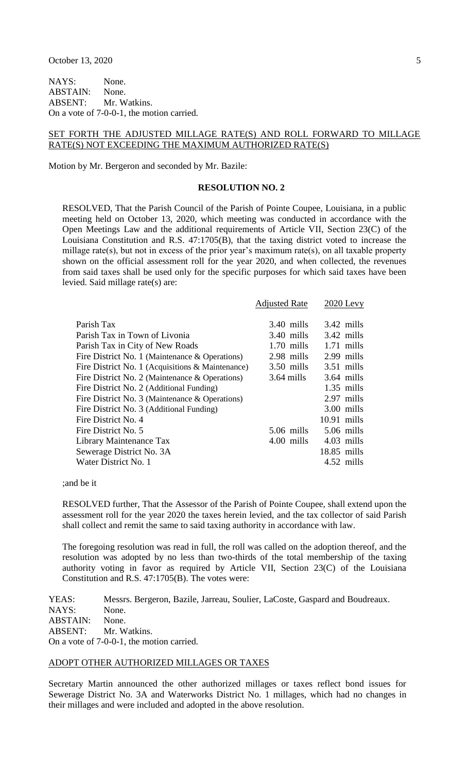NAYS: None.
ABSTAIN: None.
ABSENT: Mr. Watkins.
On a vote of 7-0-0-1, the motion carried.

SET FORTH THE ADJUSTED MILLAGE RATE(S) AND ROLL FORWARD TO MILLAGE RATE(S) NOT EXCEEDING THE MAXIMUM AUTHORIZED RATE(S)

Motion by Mr. Bergeron and seconded by Mr. Bazile:

**RESOLUTION NO. 2**

RESOLVED, That the Parish Council of the Parish of Pointe Coupee, Louisiana, in a public meeting held on October 13, 2020, which meeting was conducted in accordance with the Open Meetings Law and the additional requirements of Article VII, Section 23(C) of the Louisiana Constitution and R.S. 47:1705(B), that the taxing district voted to increase the millage rate(s), but not in excess of the prior year's maximum rate(s), on all taxable property shown on the official assessment roll for the year 2020, and when collected, the revenues from said taxes shall be used only for the specific purposes for which said taxes have been levied. Said millage rate(s) are:

| | Adjusted Rate | 2020 Levy |
|---|---|---|
| Parish Tax | 3.40 mills | 3.42 mills |
| Parish Tax in Town of Livonia | 3.40 mills | 3.42 mills |
| Parish Tax in City of New Roads | 1.70 mills | 1.71 mills |
| Fire District No. 1 (Maintenance & Operations) | 2.98 mills | 2.99 mills |
| Fire District No. 1 (Acquisitions & Maintenance) | 3.50 mills | 3.51 mills |
| Fire District No. 2 (Maintenance & Operations) | 3.64 mills | 3.64 mills |
| Fire District No. 2 (Additional Funding) | | 1.35 mills |
| Fire District No. 3 (Maintenance & Operations) | | 2.97 mills |
| Fire District No. 3 (Additional Funding) | | 3.00 mills |
| Fire District No. 4 | | 10.91 mills |
| Fire District No. 5 | 5.06 mills | 5.06 mills |
| Library Maintenance Tax | 4.00 mills | 4.03 mills |
| Sewerage District No. 3A | | 18.85 mills |
| Water District No. 1 | | 4.52 mills |

;and be it

RESOLVED further, That the Assessor of the Parish of Pointe Coupee, shall extend upon the assessment roll for the year 2020 the taxes herein levied, and the tax collector of said Parish shall collect and remit the same to said taxing authority in accordance with law.

The foregoing resolution was read in full, the roll was called on the adoption thereof, and the resolution was adopted by no less than two-thirds of the total membership of the taxing authority voting in favor as required by Article VII, Section 23(C) of the Louisiana Constitution and R.S. 47:1705(B). The votes were:

YEAS: Messrs. Bergeron, Bazile, Jarreau, Soulier, LaCoste, Gaspard and Boudreaux.
NAYS: None.
ABSTAIN: None.
ABSENT: Mr. Watkins.
On a vote of 7-0-0-1, the motion carried.

ADOPT OTHER AUTHORIZED MILLAGES OR TAXES

Secretary Martin announced the other authorized millages or taxes reflect bond issues for Sewerage District No. 3A and Waterworks District No. 1 millages, which had no changes in their millages and were included and adopted in the above resolution.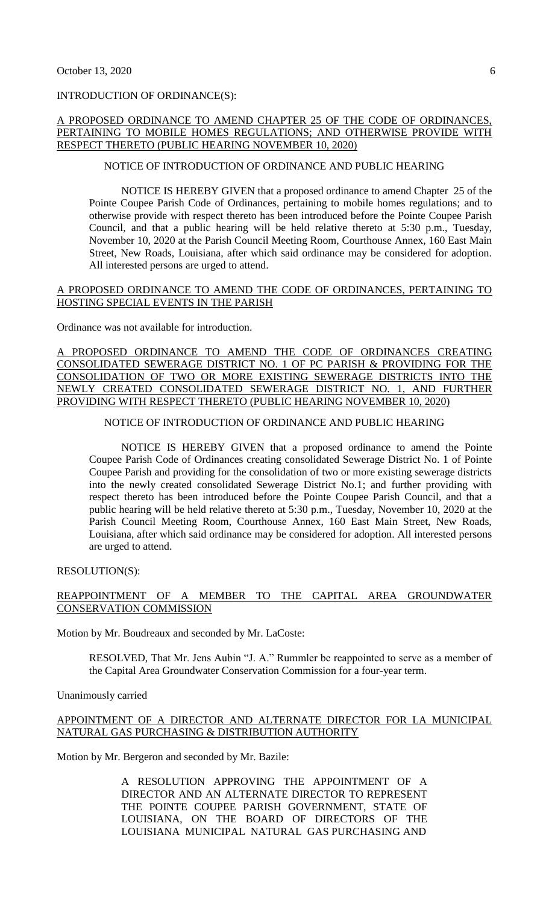INTRODUCTION OF ORDINANCE(S):

A PROPOSED ORDINANCE TO AMEND CHAPTER 25 OF THE CODE OF ORDINANCES, PERTAINING TO MOBILE HOMES REGULATIONS; AND OTHERWISE PROVIDE WITH RESPECT THERETO (PUBLIC HEARING NOVEMBER 10, 2020)

NOTICE OF INTRODUCTION OF ORDINANCE AND PUBLIC HEARING

NOTICE IS HEREBY GIVEN that a proposed ordinance to amend Chapter 25 of the Pointe Coupee Parish Code of Ordinances, pertaining to mobile homes regulations; and to otherwise provide with respect thereto has been introduced before the Pointe Coupee Parish Council, and that a public hearing will be held relative thereto at 5:30 p.m., Tuesday, November 10, 2020 at the Parish Council Meeting Room, Courthouse Annex, 160 East Main Street, New Roads, Louisiana, after which said ordinance may be considered for adoption. All interested persons are urged to attend.

A PROPOSED ORDINANCE TO AMEND THE CODE OF ORDINANCES, PERTAINING TO HOSTING SPECIAL EVENTS IN THE PARISH

Ordinance was not available for introduction.

A PROPOSED ORDINANCE TO AMEND THE CODE OF ORDINANCES CREATING CONSOLIDATED SEWERAGE DISTRICT NO. 1 OF PC PARISH & PROVIDING FOR THE CONSOLIDATION OF TWO OR MORE EXISTING SEWERAGE DISTRICTS INTO THE NEWLY CREATED CONSOLIDATED SEWERAGE DISTRICT NO. 1, AND FURTHER PROVIDING WITH RESPECT THERETO (PUBLIC HEARING NOVEMBER 10, 2020)

NOTICE OF INTRODUCTION OF ORDINANCE AND PUBLIC HEARING

NOTICE IS HEREBY GIVEN that a proposed ordinance to amend the Pointe Coupee Parish Code of Ordinances creating consolidated Sewerage District No. 1 of Pointe Coupee Parish and providing for the consolidation of two or more existing sewerage districts into the newly created consolidated Sewerage District No.1; and further providing with respect thereto has been introduced before the Pointe Coupee Parish Council, and that a public hearing will be held relative thereto at 5:30 p.m., Tuesday, November 10, 2020 at the Parish Council Meeting Room, Courthouse Annex, 160 East Main Street, New Roads, Louisiana, after which said ordinance may be considered for adoption. All interested persons are urged to attend.

RESOLUTION(S):

REAPPOINTMENT OF A MEMBER TO THE CAPITAL AREA GROUNDWATER CONSERVATION COMMISSION

Motion by Mr. Boudreaux and seconded by Mr. LaCoste:

RESOLVED, That Mr. Jens Aubin "J. A." Rummler be reappointed to serve as a member of the Capital Area Groundwater Conservation Commission for a four-year term.

Unanimously carried

APPOINTMENT OF A DIRECTOR AND ALTERNATE DIRECTOR FOR LA MUNICIPAL NATURAL GAS PURCHASING & DISTRIBUTION AUTHORITY

Motion by Mr. Bergeron and seconded by Mr. Bazile:

A RESOLUTION APPROVING THE APPOINTMENT OF A DIRECTOR AND AN ALTERNATE DIRECTOR TO REPRESENT THE POINTE COUPEE PARISH GOVERNMENT, STATE OF LOUISIANA, ON THE BOARD OF DIRECTORS OF THE LOUISIANA MUNICIPAL NATURAL GAS PURCHASING AND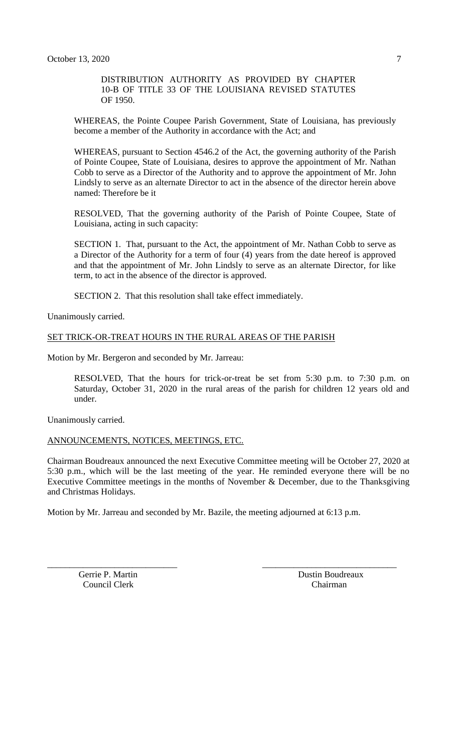DISTRIBUTION AUTHORITY AS PROVIDED BY CHAPTER 10-B OF TITLE 33 OF THE LOUISIANA REVISED STATUTES OF 1950.

WHEREAS, the Pointe Coupee Parish Government, State of Louisiana, has previously become a member of the Authority in accordance with the Act; and

WHEREAS, pursuant to Section 4546.2 of the Act, the governing authority of the Parish of Pointe Coupee, State of Louisiana, desires to approve the appointment of Mr. Nathan Cobb to serve as a Director of the Authority and to approve the appointment of Mr. John Lindsly to serve as an alternate Director to act in the absence of the director herein above named: Therefore be it

RESOLVED, That the governing authority of the Parish of Pointe Coupee, State of Louisiana, acting in such capacity:

SECTION 1. That, pursuant to the Act, the appointment of Mr. Nathan Cobb to serve as a Director of the Authority for a term of four (4) years from the date hereof is approved and that the appointment of Mr. John Lindsly to serve as an alternate Director, for like term, to act in the absence of the director is approved.

SECTION 2. That this resolution shall take effect immediately.

Unanimously carried.

SET TRICK-OR-TREAT HOURS IN THE RURAL AREAS OF THE PARISH

Motion by Mr. Bergeron and seconded by Mr. Jarreau:

RESOLVED, That the hours for trick-or-treat be set from 5:30 p.m. to 7:30 p.m. on Saturday, October 31, 2020 in the rural areas of the parish for children 12 years old and under.

Unanimously carried.

ANNOUNCEMENTS, NOTICES, MEETINGS, ETC.

Chairman Boudreaux announced the next Executive Committee meeting will be October 27, 2020 at 5:30 p.m., which will be the last meeting of the year. He reminded everyone there will be no Executive Committee meetings in the months of November & December, due to the Thanksgiving and Christmas Holidays.

Motion by Mr. Jarreau and seconded by Mr. Bazile, the meeting adjourned at 6:13 p.m.

\_\_\_\_\_\_\_\_\_\_\_\_\_\_\_\_\_\_\_\_\_\_\_\_\_\_\_\_\_\_
Gerrie P. Martin
Council Clerk

\_\_\_\_\_\_\_\_\_\_\_\_\_\_\_\_\_\_\_\_\_\_\_\_\_\_\_\_\_\_
Dustin Boudreaux
Chairman